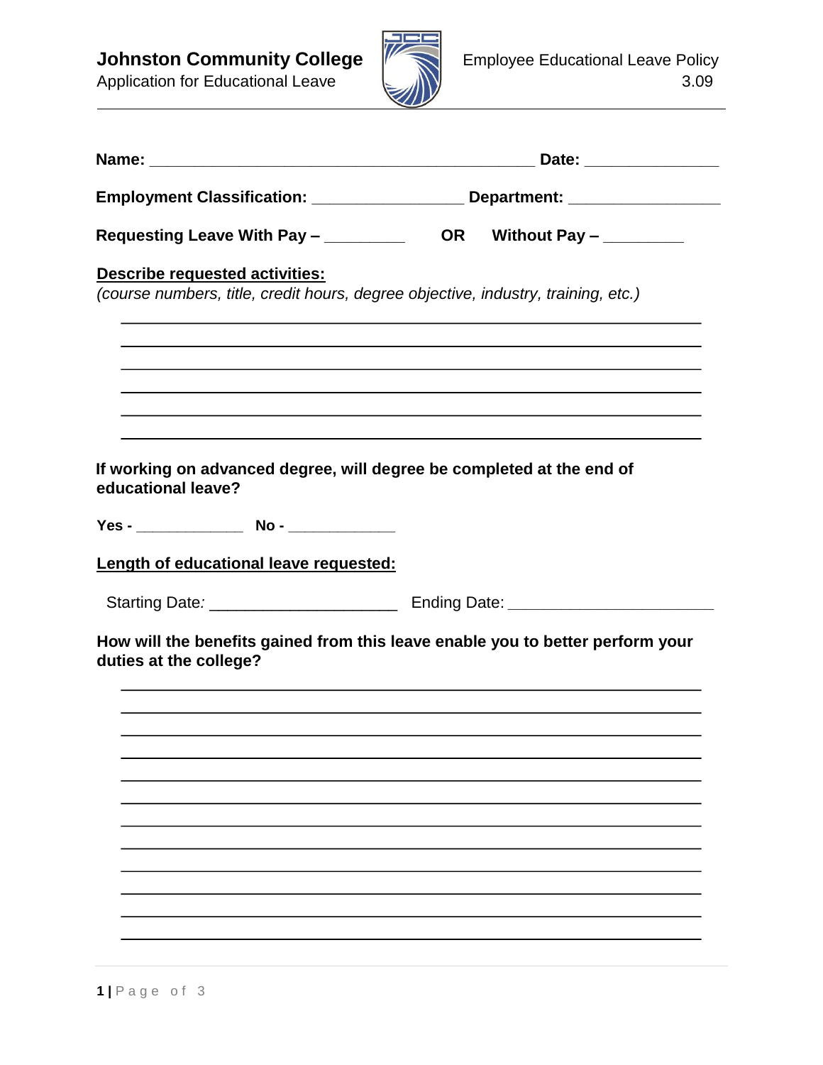**Johnston Community College**
Application for Educational Leave

Employee Educational Leave Policy
3.09

**Name:** ____________________________________________ **Date:** _______________

**Employment Classification:** _________________ **Department:** _________________

**Requesting Leave With Pay –** _________ **OR** **Without Pay –** _________

**Describe requested activities:**
*(course numbers, title, credit hours, degree objective, industry, training, etc.)*

______________________________________________________________________

______________________________________________________________________

______________________________________________________________________

______________________________________________________________________

______________________________________________________________________

______________________________________________________________________

**If working on advanced degree, will degree be completed at the end of educational leave?**

**Yes -** _____________ **No -** _____________

**Length of educational leave requested:**

Starting Date: _____________________ Ending Date: _______________________

**How will the benefits gained from this leave enable you to better perform your duties at the college?**

______________________________________________________________________

______________________________________________________________________

______________________________________________________________________

______________________________________________________________________

______________________________________________________________________

______________________________________________________________________

______________________________________________________________________

______________________________________________________________________

______________________________________________________________________

______________________________________________________________________

______________________________________________________________________

______________________________________________________________________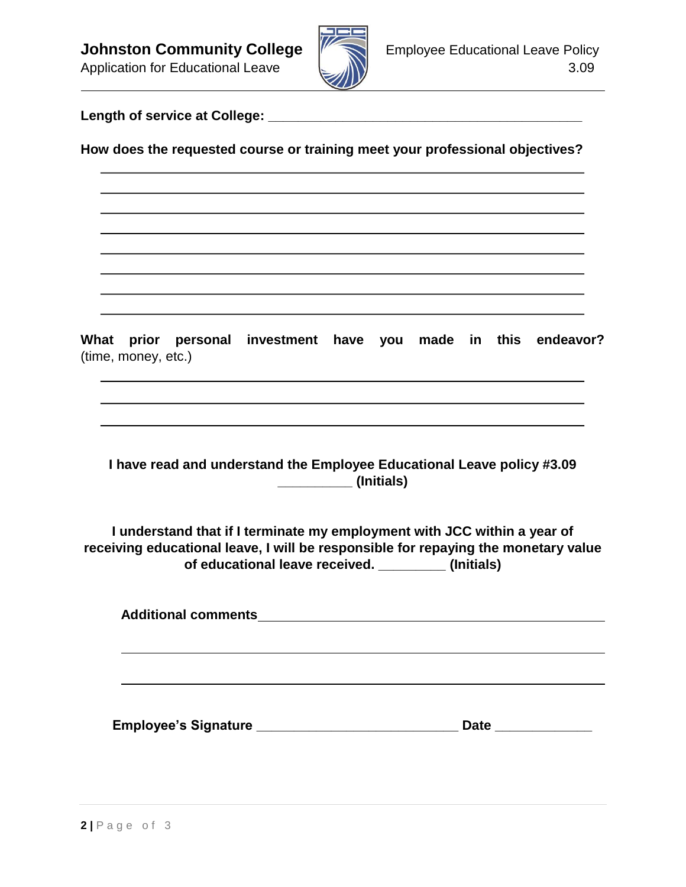**Length of service at College: ________________________________________**

**How does the requested course or training meet your professional objectives?**

___________________________________________________________________________

___________________________________________________________________________

___________________________________________________________________________

___________________________________________________________________________

___________________________________________________________________________

___________________________________________________________________________

___________________________________________________________________________

___________________________________________________________________________

**What prior personal investment have you made in this endeavor?** (time, money, etc.)

___________________________________________________________________________

___________________________________________________________________________

___________________________________________________________________________

**I have read and understand the Employee Educational Leave policy #3.09 __________ (Initials)**

**I understand that if I terminate my employment with JCC within a year of receiving educational leave, I will be responsible for repaying the monetary value of educational leave received. _________ (Initials)**

**Additional comments**___________________________________________________

___________________________________________________________________________

___________________________________________________________________________

**Employee's Signature** ___________________________ **Date** _____________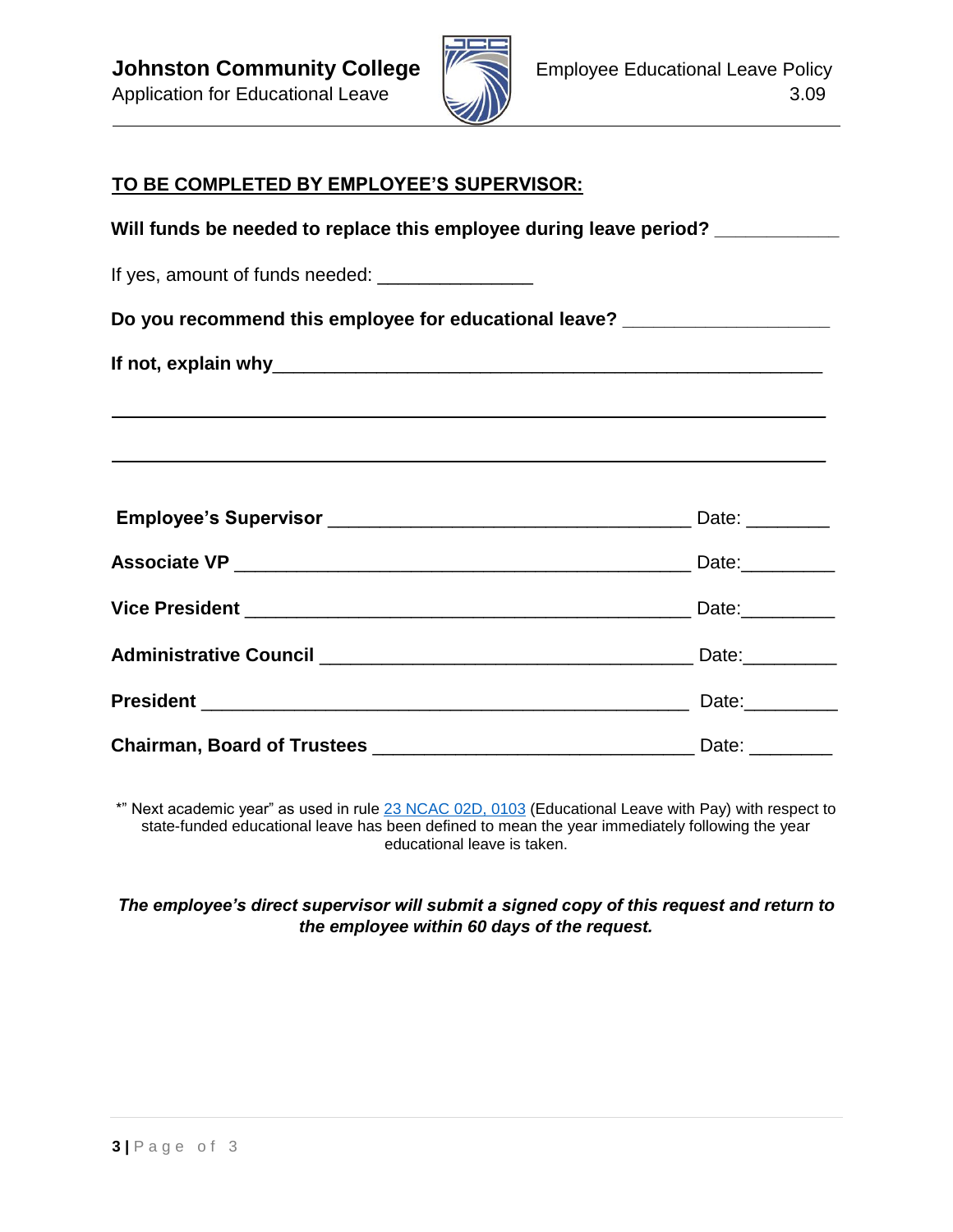**TO BE COMPLETED BY EMPLOYEE'S SUPERVISOR:**

**Will funds be needed to replace this employee during leave period?** ___________

If yes, amount of funds needed: _______________

**Do you recommend this employee for educational leave?** ___________________

**If not, explain why**_______________________________________________________

_______________________________________________________________________

_______________________________________________________________________

**Employee's Supervisor** __________________________________ Date: ________

**Associate VP** ____________________________________________ Date:_________

**Vice President** ___________________________________________ Date:_________

**Administrative Council** ___________________________________ Date:_________

**President** _______________________________________________ Date:_________

**Chairman, Board of Trustees** ______________________________ Date: ________

*" Next academic year" as used in rule 23 NCAC 02D, 0103 (Educational Leave with Pay) with respect to state-funded educational leave has been defined to mean the year immediately following the year educational leave is taken.

***The employee's direct supervisor will submit a signed copy of this request and return to the employee within 60 days of the request.***